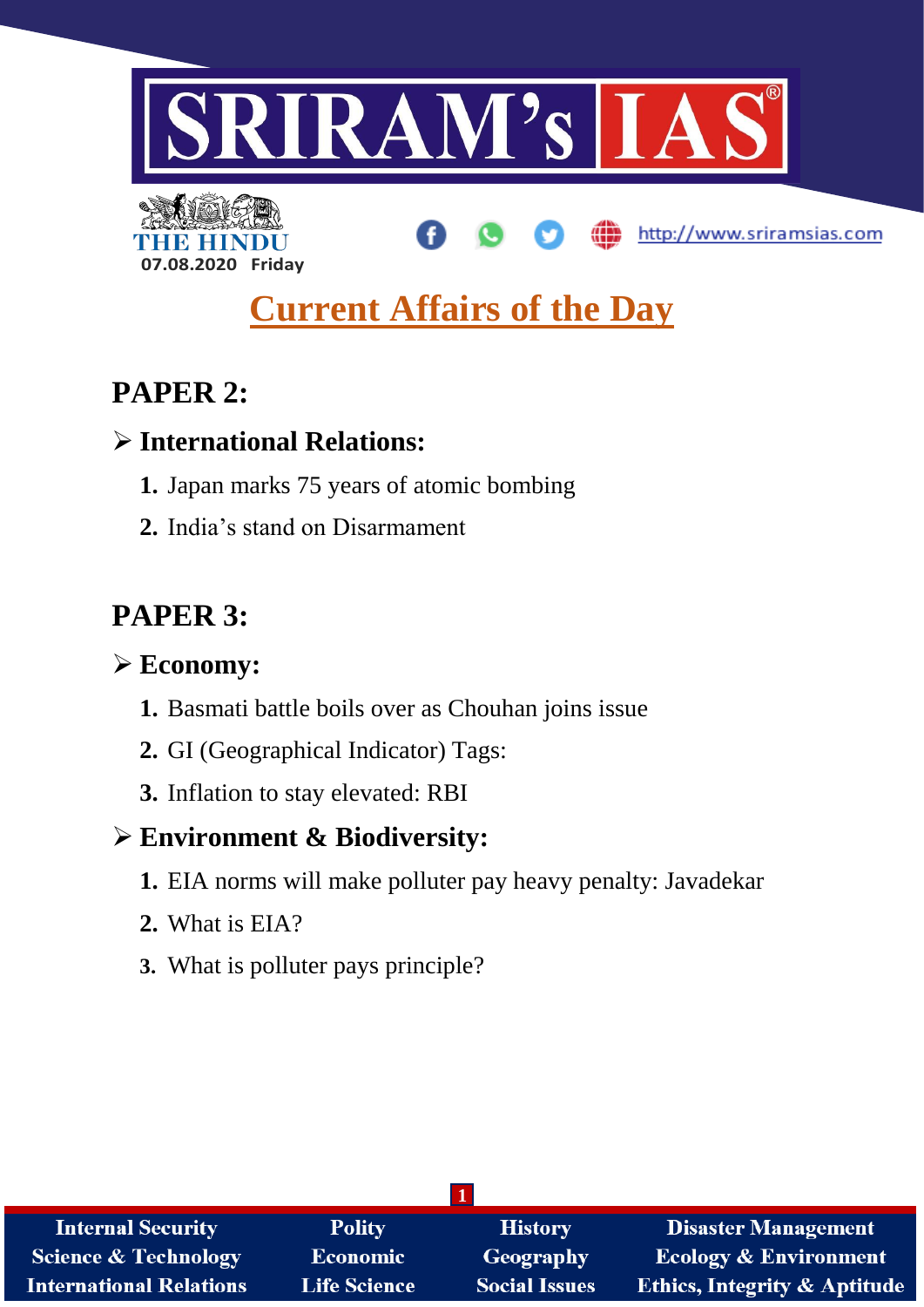# SRIRAM's IAS

THE HINDU
07.08.2020 Friday

http://www.sriramsias.com

## Current Affairs of the Day

## PAPER 2:

### ➢ International Relations:

1. Japan marks 75 years of atomic bombing
2. India's stand on Disarmament

## PAPER 3:

### ➢ Economy:

1. Basmati battle boils over as Chouhan joins issue
2. GI (Geographical Indicator) Tags:
3. Inflation to stay elevated: RBI

### ➢ Environment & Biodiversity:

1. EIA norms will make polluter pay heavy penalty: Javadekar
2. What is EIA?
3. What is polluter pays principle?

| Internal Security | Polity | History | Disaster Management |
|---|---|---|---|
| Science & Technology | Economic | Geography | Ecology & Environment |
| International Relations | Life Science | Social Issues | Ethics, Integrity & Aptitude |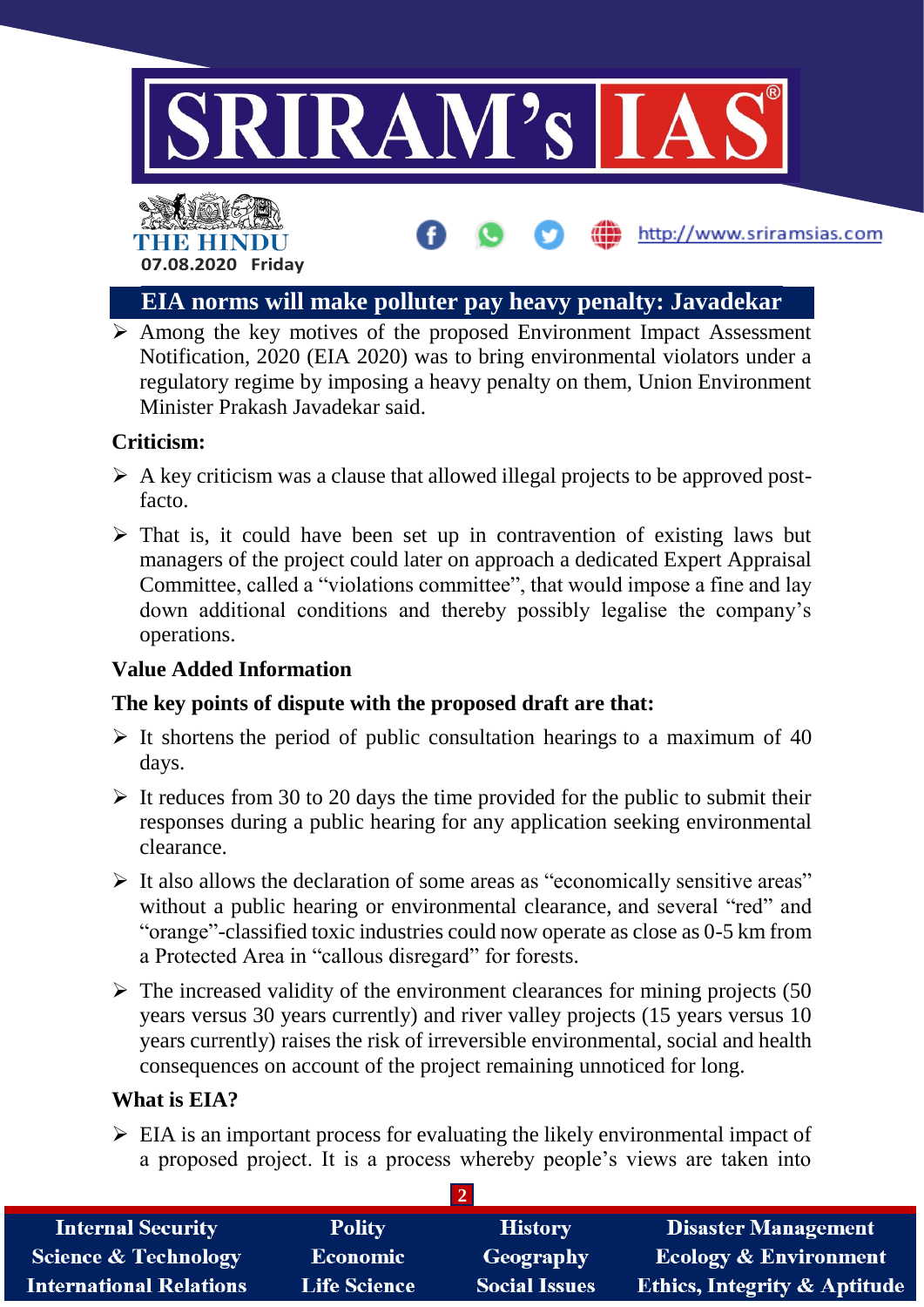## EIA norms will make polluter pay heavy penalty: Javadekar

- Among the key motives of the proposed Environment Impact Assessment Notification, 2020 (EIA 2020) was to bring environmental violators under a regulatory regime by imposing a heavy penalty on them, Union Environment Minister Prakash Javadekar said.

**Criticism:**

- A key criticism was a clause that allowed illegal projects to be approved post-facto.
- That is, it could have been set up in contravention of existing laws but managers of the project could later on approach a dedicated Expert Appraisal Committee, called a "violations committee", that would impose a fine and lay down additional conditions and thereby possibly legalise the company's operations.

**Value Added Information**

**The key points of dispute with the proposed draft are that:**

- It shortens the period of public consultation hearings to a maximum of 40 days.
- It reduces from 30 to 20 days the time provided for the public to submit their responses during a public hearing for any application seeking environmental clearance.
- It also allows the declaration of some areas as "economically sensitive areas" without a public hearing or environmental clearance, and several "red" and "orange"-classified toxic industries could now operate as close as 0-5 km from a Protected Area in "callous disregard" for forests.
- The increased validity of the environment clearances for mining projects (50 years versus 30 years currently) and river valley projects (15 years versus 10 years currently) raises the risk of irreversible environmental, social and health consequences on account of the project remaining unnoticed for long.

**What is EIA?**

- EIA is an important process for evaluating the likely environmental impact of a proposed project. It is a process whereby people's views are taken into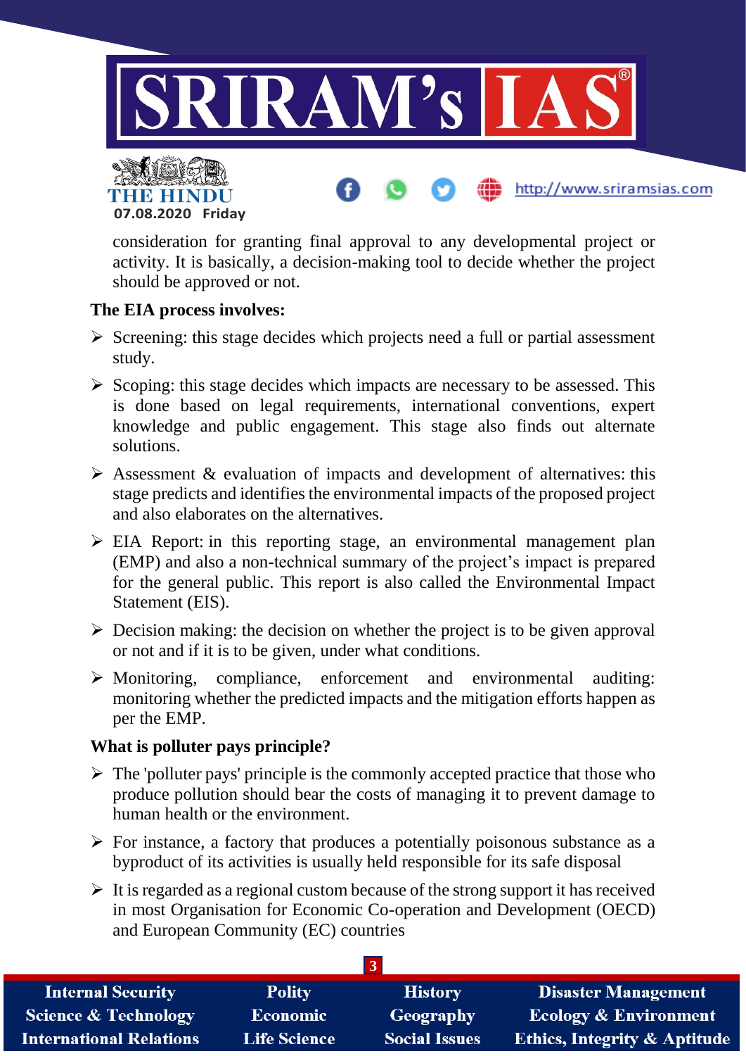consideration for granting final approval to any developmental project or activity. It is basically, a decision-making tool to decide whether the project should be approved or not.

**The EIA process involves:**

- Screening: this stage decides which projects need a full or partial assessment study.
- Scoping: this stage decides which impacts are necessary to be assessed. This is done based on legal requirements, international conventions, expert knowledge and public engagement. This stage also finds out alternate solutions.
- Assessment & evaluation of impacts and development of alternatives: this stage predicts and identifies the environmental impacts of the proposed project and also elaborates on the alternatives.
- EIA Report: in this reporting stage, an environmental management plan (EMP) and also a non-technical summary of the project's impact is prepared for the general public. This report is also called the Environmental Impact Statement (EIS).
- Decision making: the decision on whether the project is to be given approval or not and if it is to be given, under what conditions.
- Monitoring, compliance, enforcement and environmental auditing: monitoring whether the predicted impacts and the mitigation efforts happen as per the EMP.

**What is polluter pays principle?**

- The 'polluter pays' principle is the commonly accepted practice that those who produce pollution should bear the costs of managing it to prevent damage to human health or the environment.
- For instance, a factory that produces a potentially poisonous substance as a byproduct of its activities is usually held responsible for its safe disposal
- It is regarded as a regional custom because of the strong support it has received in most Organisation for Economic Co-operation and Development (OECD) and European Community (EC) countries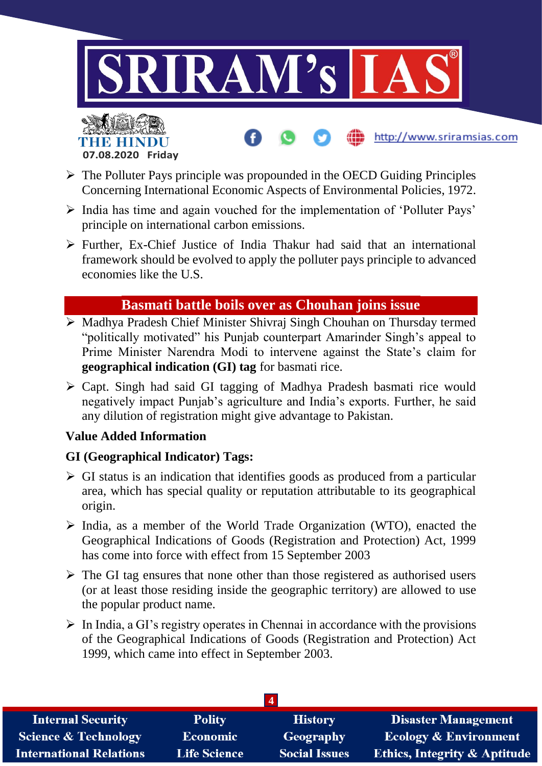- The Polluter Pays principle was propounded in the OECD Guiding Principles Concerning International Economic Aspects of Environmental Policies, 1972.
- India has time and again vouched for the implementation of 'Polluter Pays' principle on international carbon emissions.
- Further, Ex-Chief Justice of India Thakur had said that an international framework should be evolved to apply the polluter pays principle to advanced economies like the U.S.

## Basmati battle boils over as Chouhan joins issue

- Madhya Pradesh Chief Minister Shivraj Singh Chouhan on Thursday termed "politically motivated" his Punjab counterpart Amarinder Singh's appeal to Prime Minister Narendra Modi to intervene against the State's claim for **geographical indication (GI) tag** for basmati rice.
- Capt. Singh had said GI tagging of Madhya Pradesh basmati rice would negatively impact Punjab's agriculture and India's exports. Further, he said any dilution of registration might give advantage to Pakistan.

**Value Added Information**

**GI (Geographical Indicator) Tags:**

- GI status is an indication that identifies goods as produced from a particular area, which has special quality or reputation attributable to its geographical origin.
- India, as a member of the World Trade Organization (WTO), enacted the Geographical Indications of Goods (Registration and Protection) Act, 1999 has come into force with effect from 15 September 2003
- The GI tag ensures that none other than those registered as authorised users (or at least those residing inside the geographic territory) are allowed to use the popular product name.
- In India, a GI's registry operates in Chennai in accordance with the provisions of the Geographical Indications of Goods (Registration and Protection) Act 1999, which came into effect in September 2003.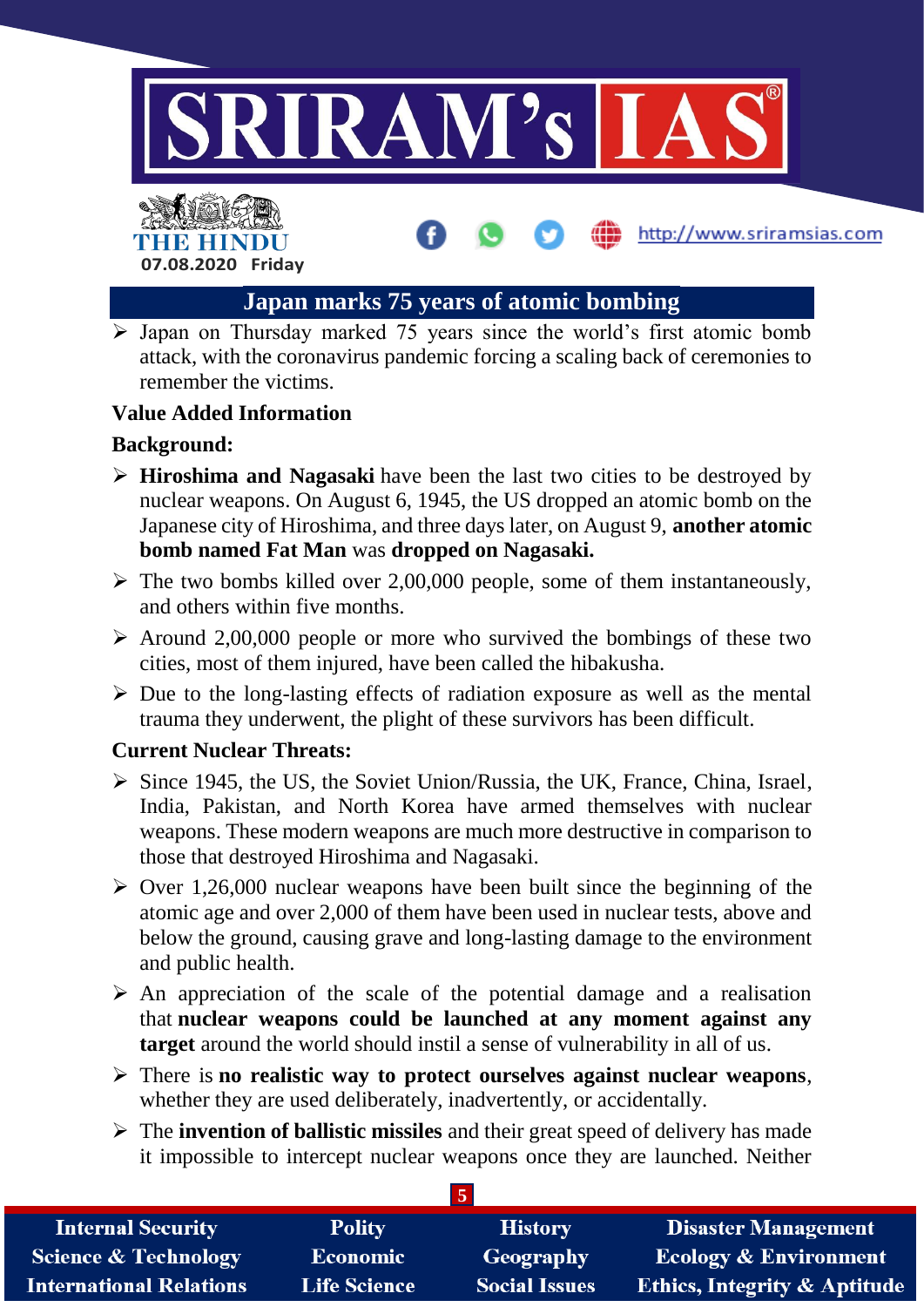## Japan marks 75 years of atomic bombing

- Japan on Thursday marked 75 years since the world's first atomic bomb attack, with the coronavirus pandemic forcing a scaling back of ceremonies to remember the victims.

**Value Added Information**

**Background:**

- **Hiroshima and Nagasaki** have been the last two cities to be destroyed by nuclear weapons. On August 6, 1945, the US dropped an atomic bomb on the Japanese city of Hiroshima, and three days later, on August 9, **another atomic bomb named Fat Man** was **dropped on Nagasaki.**
- The two bombs killed over 2,00,000 people, some of them instantaneously, and others within five months.
- Around 2,00,000 people or more who survived the bombings of these two cities, most of them injured, have been called the hibakusha.
- Due to the long-lasting effects of radiation exposure as well as the mental trauma they underwent, the plight of these survivors has been difficult.

**Current Nuclear Threats:**

- Since 1945, the US, the Soviet Union/Russia, the UK, France, China, Israel, India, Pakistan, and North Korea have armed themselves with nuclear weapons. These modern weapons are much more destructive in comparison to those that destroyed Hiroshima and Nagasaki.
- Over 1,26,000 nuclear weapons have been built since the beginning of the atomic age and over 2,000 of them have been used in nuclear tests, above and below the ground, causing grave and long-lasting damage to the environment and public health.
- An appreciation of the scale of the potential damage and a realisation that **nuclear weapons could be launched at any moment against any target** around the world should instil a sense of vulnerability in all of us.
- There is **no realistic way to protect ourselves against nuclear weapons**, whether they are used deliberately, inadvertently, or accidentally.
- The **invention of ballistic missiles** and their great speed of delivery has made it impossible to intercept nuclear weapons once they are launched. Neither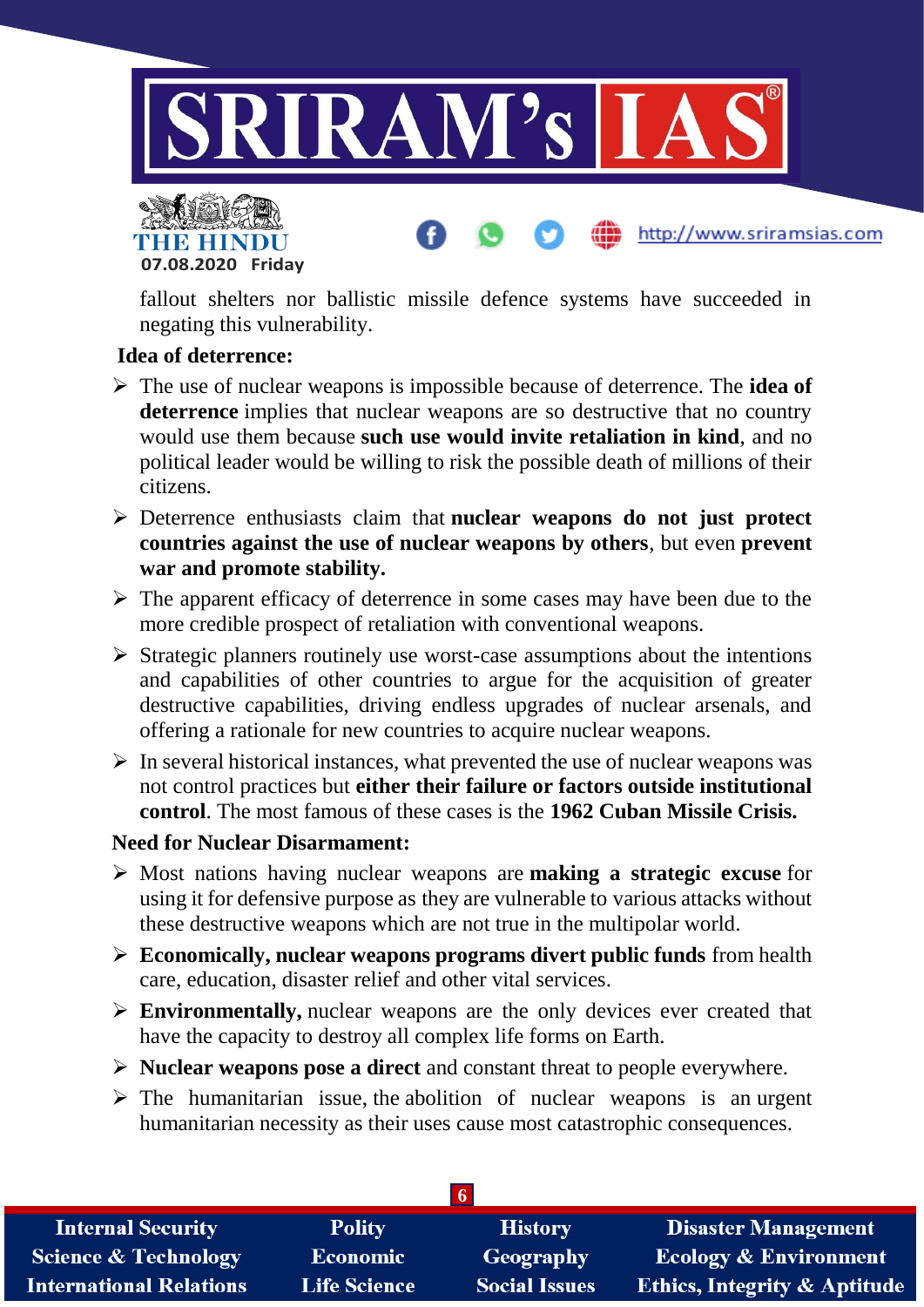fallout shelters nor ballistic missile defence systems have succeeded in negating this vulnerability.

**Idea of deterrence:**

- The use of nuclear weapons is impossible because of deterrence. The **idea of deterrence** implies that nuclear weapons are so destructive that no country would use them because **such use would invite retaliation in kind**, and no political leader would be willing to risk the possible death of millions of their citizens.
- Deterrence enthusiasts claim that **nuclear weapons do not just protect countries against the use of nuclear weapons by others**, but even **prevent war and promote stability.**
- The apparent efficacy of deterrence in some cases may have been due to the more credible prospect of retaliation with conventional weapons.
- Strategic planners routinely use worst-case assumptions about the intentions and capabilities of other countries to argue for the acquisition of greater destructive capabilities, driving endless upgrades of nuclear arsenals, and offering a rationale for new countries to acquire nuclear weapons.
- In several historical instances, what prevented the use of nuclear weapons was not control practices but **either their failure or factors outside institutional control**. The most famous of these cases is the **1962 Cuban Missile Crisis.**

**Need for Nuclear Disarmament:**

- Most nations having nuclear weapons are **making a strategic excuse** for using it for defensive purpose as they are vulnerable to various attacks without these destructive weapons which are not true in the multipolar world.
- **Economically, nuclear weapons programs divert public funds** from health care, education, disaster relief and other vital services.
- **Environmentally,** nuclear weapons are the only devices ever created that have the capacity to destroy all complex life forms on Earth.
- **Nuclear weapons pose a direct** and constant threat to people everywhere.
- The humanitarian issue, the abolition of nuclear weapons is an urgent humanitarian necessity as their uses cause most catastrophic consequences.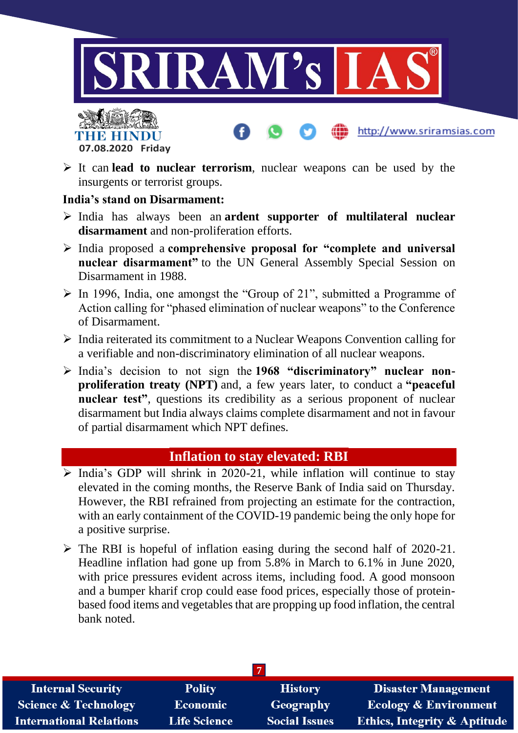- It can **lead to nuclear terrorism**, nuclear weapons can be used by the insurgents or terrorist groups.

**India's stand on Disarmament:**

- India has always been an **ardent supporter of multilateral nuclear disarmament** and non-proliferation efforts.
- India proposed a **comprehensive proposal for "complete and universal nuclear disarmament"** to the UN General Assembly Special Session on Disarmament in 1988.
- In 1996, India, one amongst the "Group of 21", submitted a Programme of Action calling for "phased elimination of nuclear weapons" to the Conference of Disarmament.
- India reiterated its commitment to a Nuclear Weapons Convention calling for a verifiable and non-discriminatory elimination of all nuclear weapons.
- India's decision to not sign the **1968 "discriminatory" nuclear non-proliferation treaty (NPT)** and, a few years later, to conduct a **"peaceful nuclear test"**, questions its credibility as a serious proponent of nuclear disarmament but India always claims complete disarmament and not in favour of partial disarmament which NPT defines.

## Inflation to stay elevated: RBI

- India's GDP will shrink in 2020-21, while inflation will continue to stay elevated in the coming months, the Reserve Bank of India said on Thursday. However, the RBI refrained from projecting an estimate for the contraction, with an early containment of the COVID-19 pandemic being the only hope for a positive surprise.
- The RBI is hopeful of inflation easing during the second half of 2020-21. Headline inflation had gone up from 5.8% in March to 6.1% in June 2020, with price pressures evident across items, including food. A good monsoon and a bumper kharif crop could ease food prices, especially those of protein-based food items and vegetables that are propping up food inflation, the central bank noted.